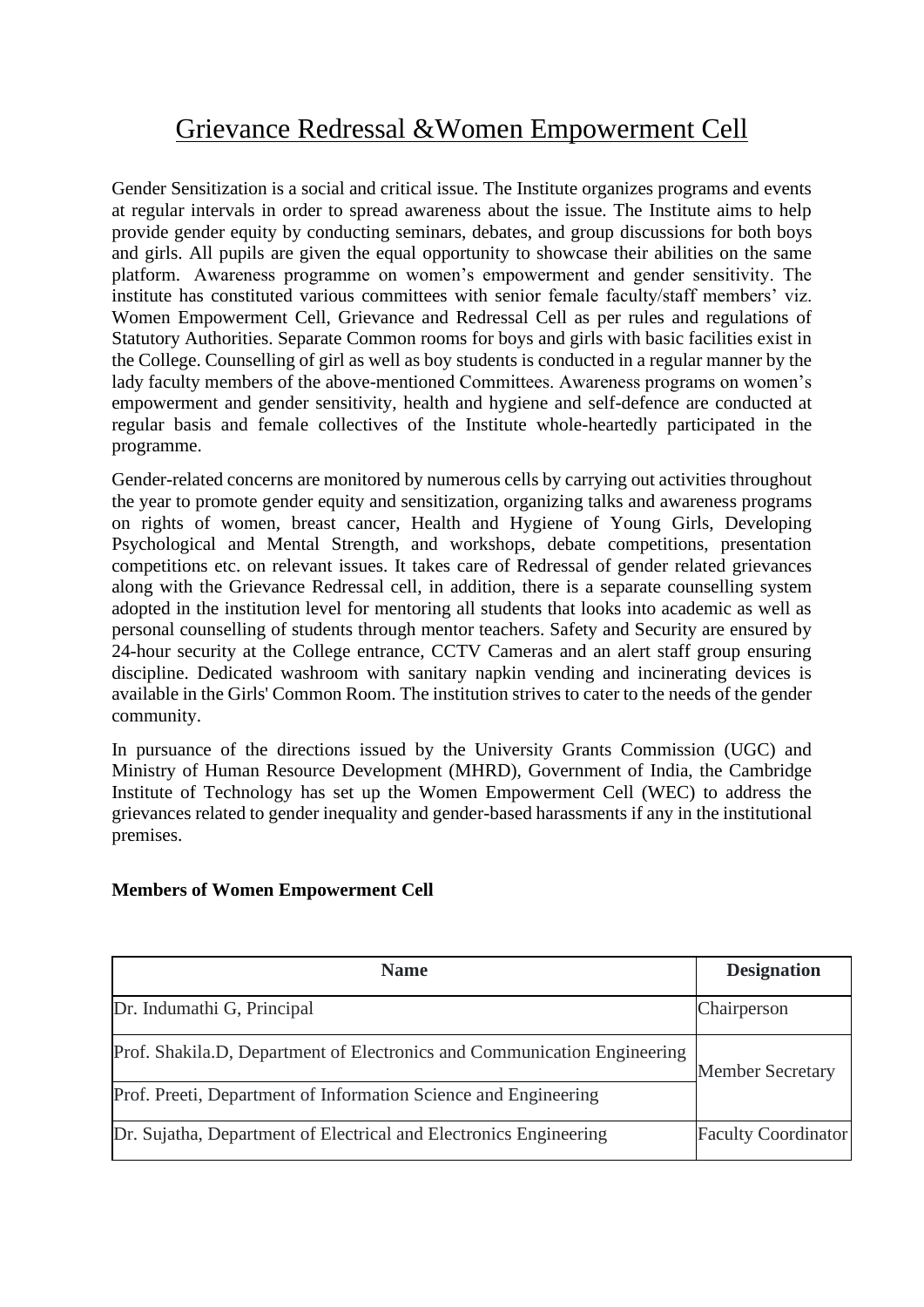# Grievance Redressal &Women Empowerment Cell

Gender Sensitization is a social and critical issue. The Institute organizes programs and events at regular intervals in order to spread awareness about the issue. The Institute aims to help provide gender equity by conducting seminars, debates, and group discussions for both boys and girls. All pupils are given the equal opportunity to showcase their abilities on the same platform. Awareness programme on women's empowerment and gender sensitivity. The institute has constituted various committees with senior female faculty/staff members' viz. Women Empowerment Cell, Grievance and Redressal Cell as per rules and regulations of Statutory Authorities. Separate Common rooms for boys and girls with basic facilities exist in the College. Counselling of girl as well as boy students is conducted in a regular manner by the lady faculty members of the above-mentioned Committees. Awareness programs on women's empowerment and gender sensitivity, health and hygiene and self-defence are conducted at regular basis and female collectives of the Institute whole-heartedly participated in the programme.

Gender-related concerns are monitored by numerous cells by carrying out activities throughout the year to promote gender equity and sensitization, organizing talks and awareness programs on rights of women, breast cancer, Health and Hygiene of Young Girls, Developing Psychological and Mental Strength, and workshops, debate competitions, presentation competitions etc. on relevant issues. It takes care of Redressal of gender related grievances along with the Grievance Redressal cell, in addition, there is a separate counselling system adopted in the institution level for mentoring all students that looks into academic as well as personal counselling of students through mentor teachers. Safety and Security are ensured by 24-hour security at the College entrance, CCTV Cameras and an alert staff group ensuring discipline. Dedicated washroom with sanitary napkin vending and incinerating devices is available in the Girls' Common Room. The institution strives to cater to the needs of the gender community.

In pursuance of the directions issued by the University Grants Commission (UGC) and Ministry of Human Resource Development (MHRD), Government of India, the Cambridge Institute of Technology has set up the Women Empowerment Cell (WEC) to address the grievances related to gender inequality and gender-based harassments if any in the institutional premises.

**Members of Women Empowerment Cell**

| Name | Designation |
|---|---|
| Dr. Indumathi G, Principal | Chairperson |
| Prof. Shakila.D, Department of Electronics and Communication Engineering | Member Secretary |
| Prof. Preeti, Department of Information Science and Engineering | |
| Dr. Sujatha, Department of Electrical and Electronics Engineering | Faculty Coordinator |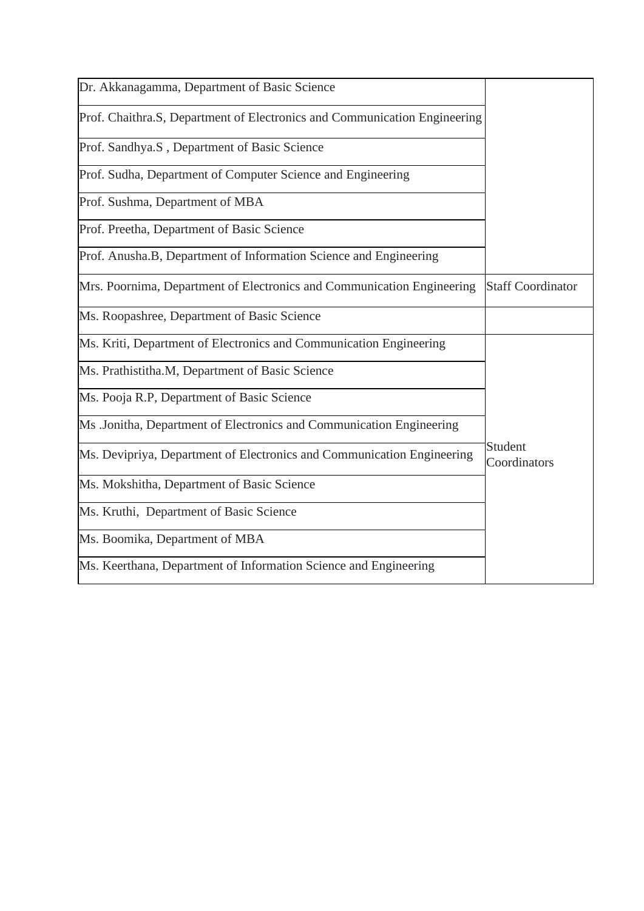| | |
|---|---|
| Dr. Akkanagamma, Department of Basic Science | |
| Prof. Chaithra.S, Department of Electronics and Communication Engineering | |
| Prof. Sandhya.S , Department of Basic Science | |
| Prof. Sudha, Department of Computer Science and Engineering | |
| Prof. Sushma, Department of MBA | |
| Prof. Preetha, Department of Basic Science | |
| Prof. Anusha.B, Department of Information Science and Engineering | |
| Mrs. Poornima, Department of Electronics and Communication Engineering | Staff Coordinator |
| Ms. Roopashree, Department of Basic Science | |
| Ms. Kriti, Department of Electronics and Communication Engineering | Student Coordinators |
| Ms. Prathistitha.M, Department of Basic Science | |
| Ms. Pooja R.P, Department of Basic Science | |
| Ms .Jonitha, Department of Electronics and Communication Engineering | |
| Ms. Devipriya, Department of Electronics and Communication Engineering | |
| Ms. Mokshitha, Department of Basic Science | |
| Ms. Kruthi, Department of Basic Science | |
| Ms. Boomika, Department of MBA | |
| Ms. Keerthana, Department of Information Science and Engineering | |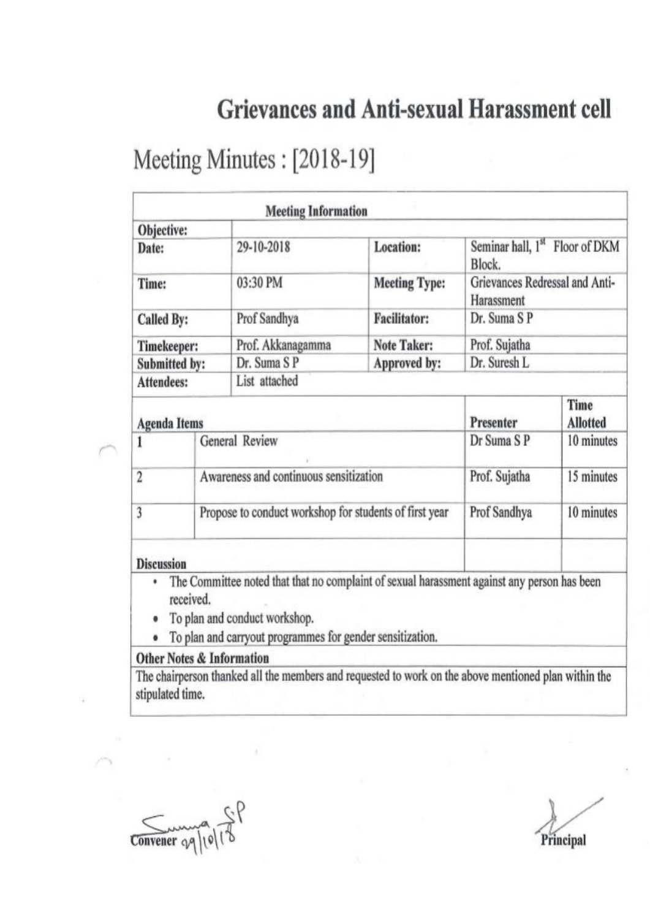# Grievances and Anti-sexual Harassment cell

## Meeting Minutes : [2018-19]

| Meeting Information | | | |
|---|---|---|---|
| **Objective:** | | | |
| **Date:** | 29-10-2018 | **Location:** | Seminar hall, 1st Floor of DKM Block. |
| **Time:** | 03:30 PM | **Meeting Type:** | Grievances Redressal and Anti-Harassment |
| **Called By:** | Prof Sandhya | **Facilitator:** | Dr. Suma S P |
| **Timekeeper:** | Prof. Akkanagamma | **Note Taker:** | Prof. Sujatha |
| **Submitted by:** | Dr. Suma S P | **Approved by:** | Dr. Suresh L |
| **Attendees:** | List attached | | |

| **Agenda Items** | | **Presenter** | **Time Allotted** |
|---|---|---|---|
| 1 | General Review | Dr Suma S P | 10 minutes |
| 2 | Awareness and continuous sensitization | Prof. Sujatha | 15 minutes |
| 3 | Propose to conduct workshop for students of first year | Prof Sandhya | 10 minutes |

**Discussion**

- The Committee noted that that no complaint of sexual harassment against any person has been received.
- To plan and conduct workshop.
- To plan and carryout programmes for gender sensitization.

**Other Notes & Information**

The chairperson thanked all the members and requested to work on the above mentioned plan within the stipulated time.

Convener 29/10/18

Principal